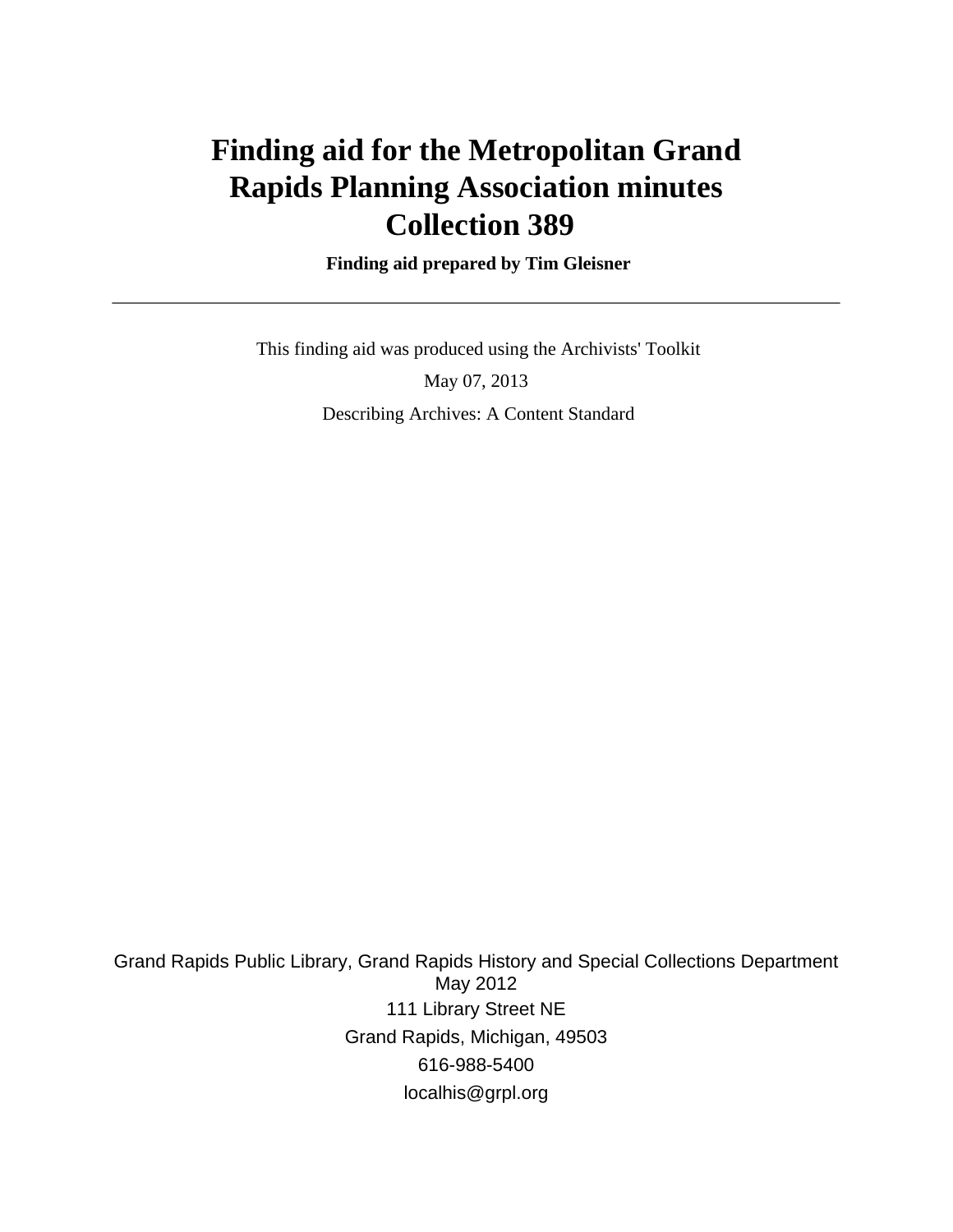# Finding aid for the Metropolitan Grand Rapids Planning Association minutes Collection 389

**Finding aid prepared by Tim Gleisner**

---

This finding aid was produced using the Archivists' Toolkit

May 07, 2013

Describing Archives: A Content Standard

Grand Rapids Public Library, Grand Rapids History and Special Collections Department
May 2012
111 Library Street NE
Grand Rapids, Michigan, 49503
616-988-5400
localhis@grpl.org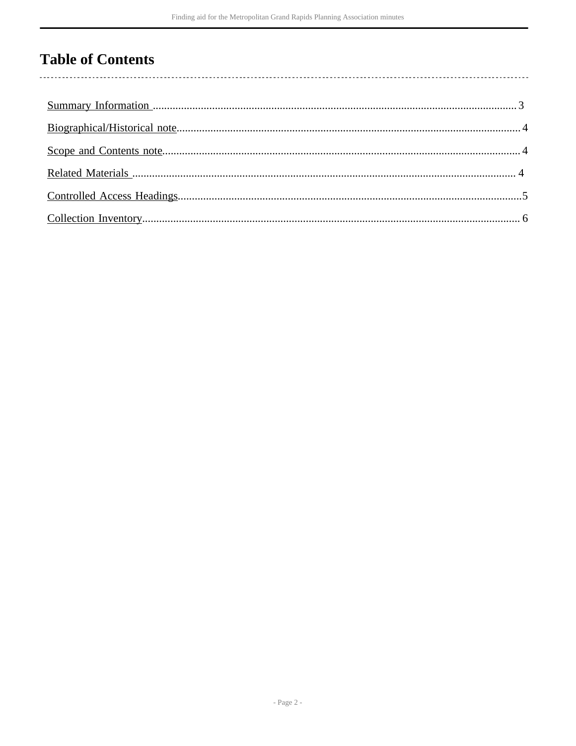# Table of Contents

- Summary Information ... 3
- Biographical/Historical note ... 4
- Scope and Contents note ... 4
- Related Materials ... 4
- Controlled Access Headings ... 5
- Collection Inventory ... 6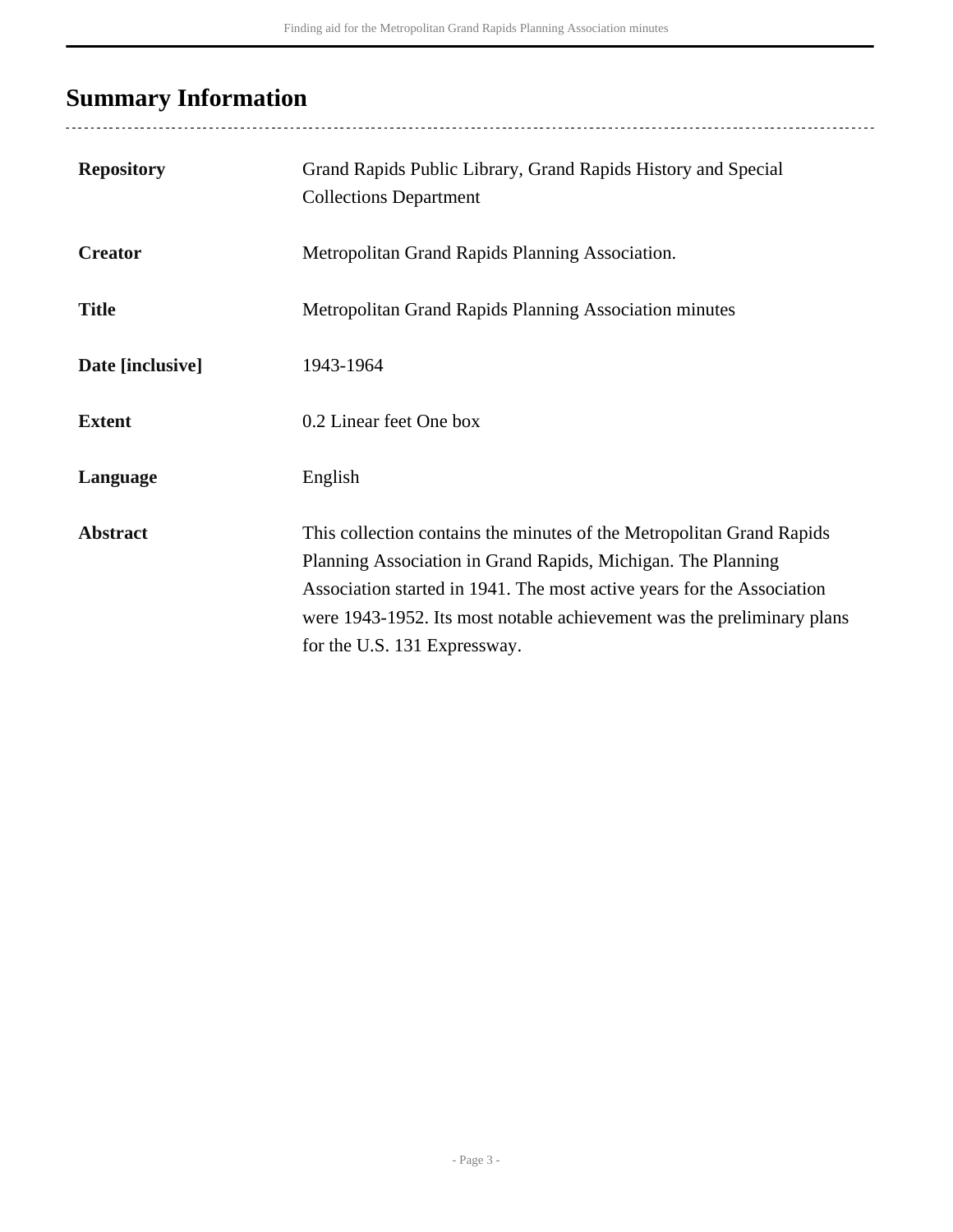## Summary Information

| | |
|---|---|
| **Repository** | Grand Rapids Public Library, Grand Rapids History and Special Collections Department |
| **Creator** | Metropolitan Grand Rapids Planning Association. |
| **Title** | Metropolitan Grand Rapids Planning Association minutes |
| **Date [inclusive]** | 1943-1964 |
| **Extent** | 0.2 Linear feet One box |
| **Language** | English |
| **Abstract** | This collection contains the minutes of the Metropolitan Grand Rapids Planning Association in Grand Rapids, Michigan. The Planning Association started in 1941. The most active years for the Association were 1943-1952. Its most notable achievement was the preliminary plans for the U.S. 131 Expressway. |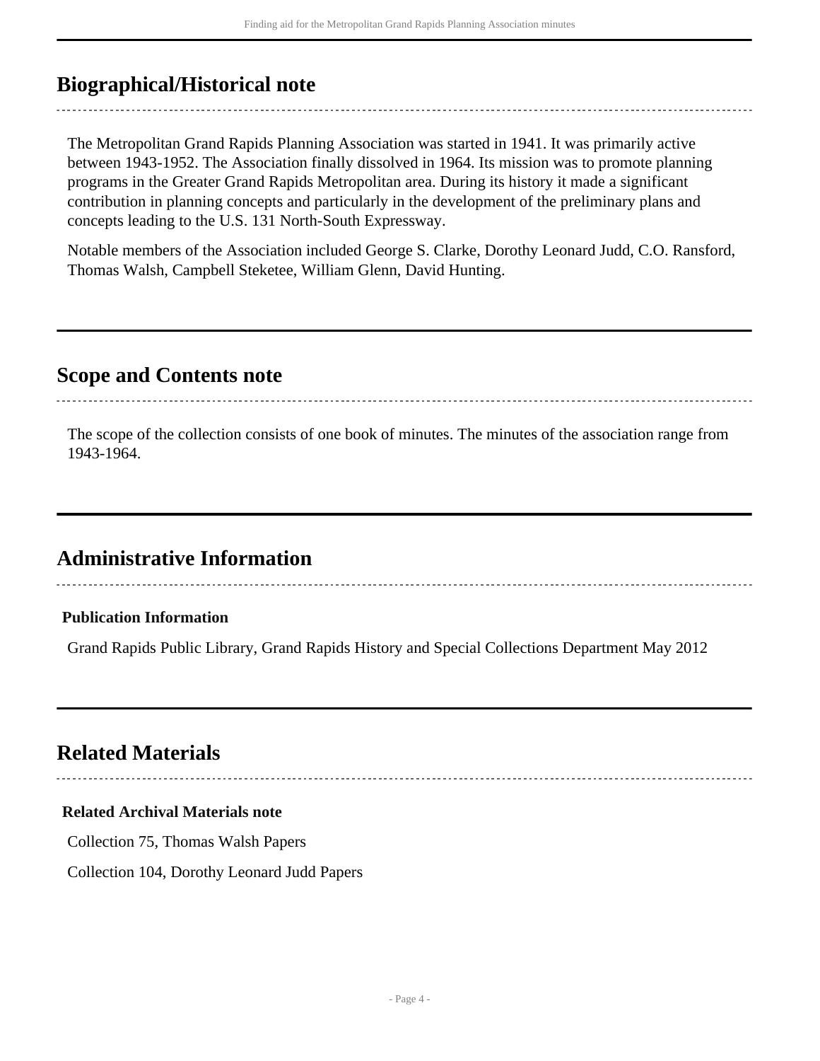## Biographical/Historical note

The Metropolitan Grand Rapids Planning Association was started in 1941. It was primarily active between 1943-1952. The Association finally dissolved in 1964. Its mission was to promote planning programs in the Greater Grand Rapids Metropolitan area. During its history it made a significant contribution in planning concepts and particularly in the development of the preliminary plans and concepts leading to the U.S. 131 North-South Expressway.

Notable members of the Association included George S. Clarke, Dorothy Leonard Judd, C.O. Ransford, Thomas Walsh, Campbell Steketee, William Glenn, David Hunting.

## Scope and Contents note

The scope of the collection consists of one book of minutes. The minutes of the association range from 1943-1964.

## Administrative Information

### Publication Information

Grand Rapids Public Library, Grand Rapids History and Special Collections Department May 2012

## Related Materials

### Related Archival Materials note

Collection 75, Thomas Walsh Papers

Collection 104, Dorothy Leonard Judd Papers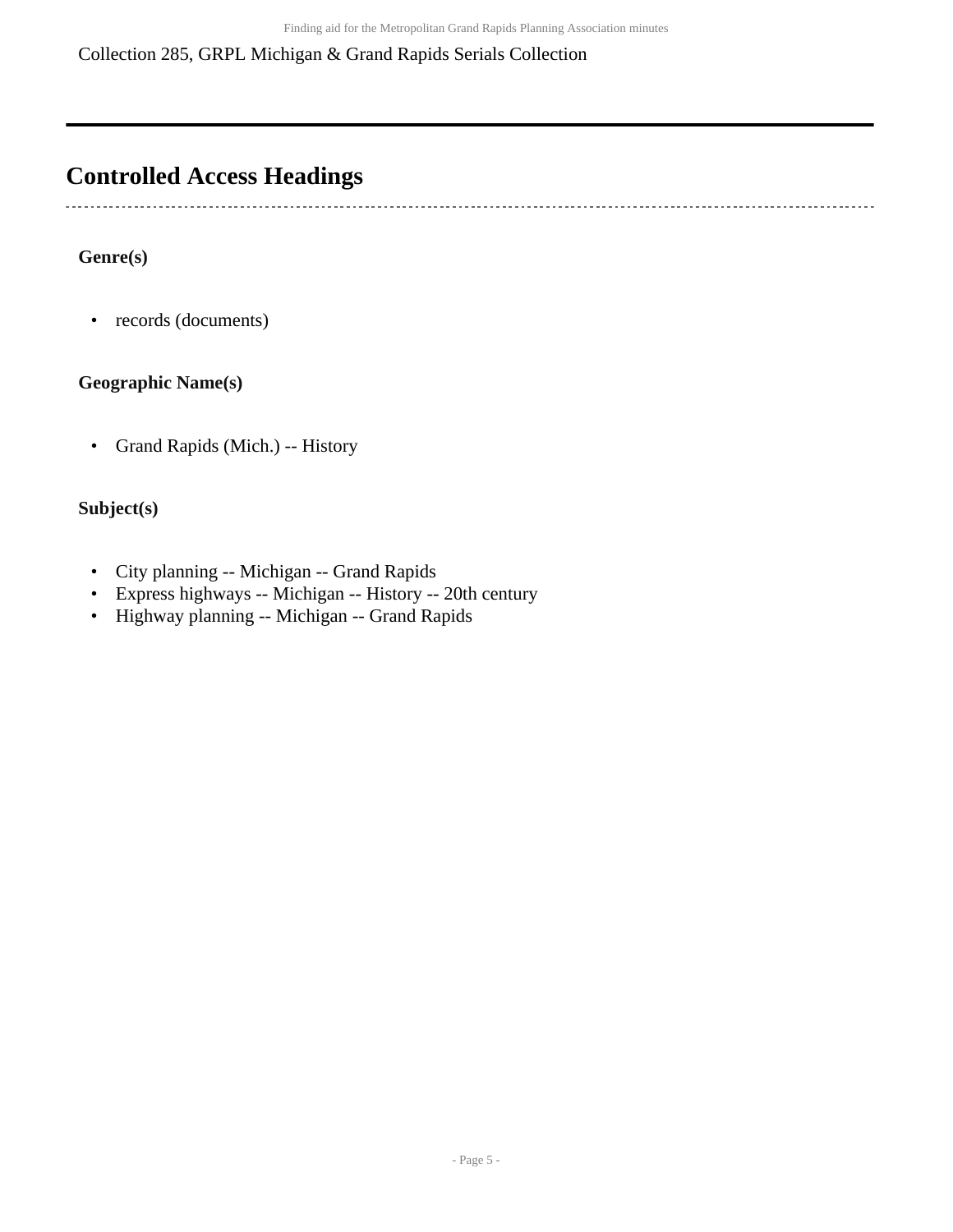Collection 285, GRPL Michigan & Grand Rapids Serials Collection

## Controlled Access Headings

**Genre(s)**

- records (documents)

**Geographic Name(s)**

- Grand Rapids (Mich.) -- History

**Subject(s)**

- City planning -- Michigan -- Grand Rapids
- Express highways -- Michigan -- History -- 20th century
- Highway planning -- Michigan -- Grand Rapids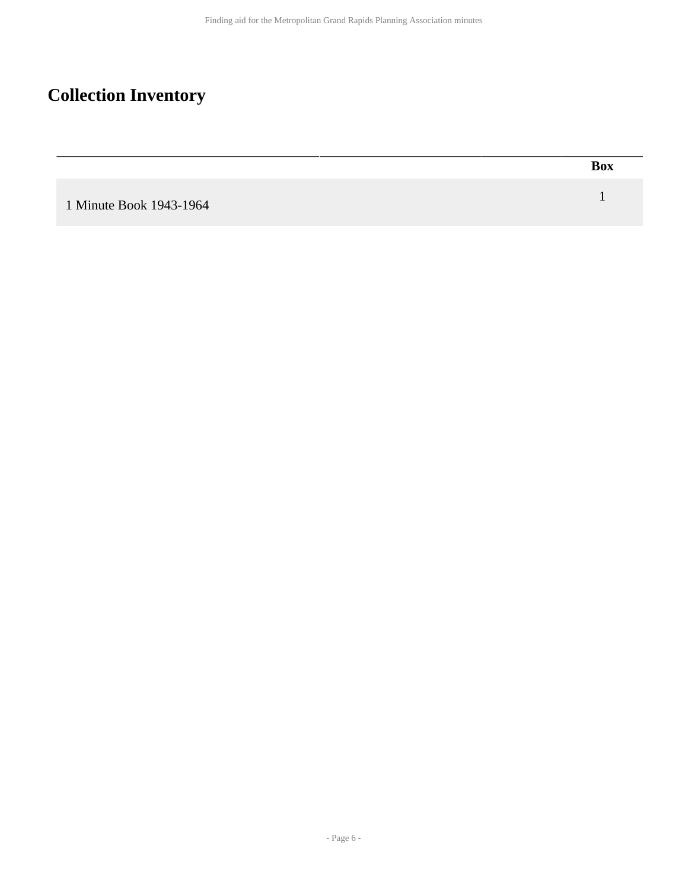# Collection Inventory

| | Box |
|---|---|
| 1 Minute Book 1943-1964 | 1 |